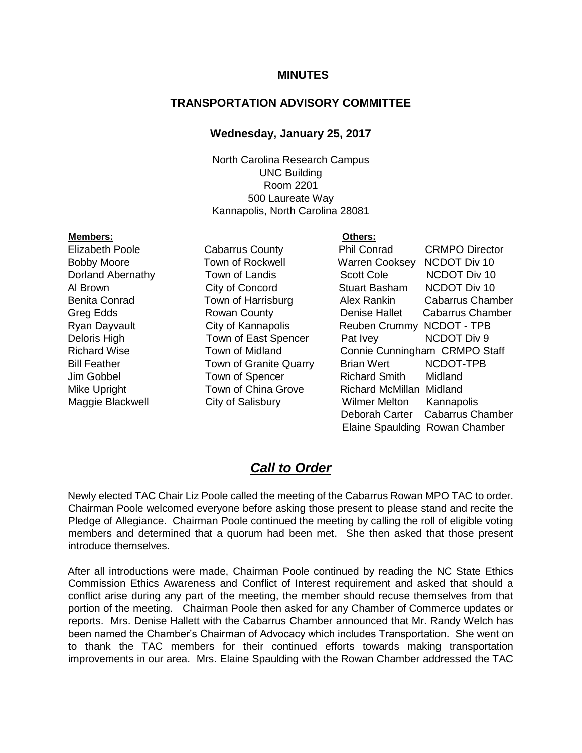# MINUTES

## TRANSPORTATION ADVISORY COMMITTEE

### Wednesday, January 25, 2017

North Carolina Research Campus
UNC Building
Room 2201
500 Laureate Way
Kannapolis, North Carolina 28081

| **Members:** | | **Others:** | |
|---|---|---|---|
| Elizabeth Poole | Cabarrus County | Phil Conrad | CRMPO Director |
| Bobby Moore | Town of Rockwell | Warren Cooksey | NCDOT Div 10 |
| Dorland Abernathy | Town of Landis | Scott Cole | NCDOT Div 10 |
| Al Brown | City of Concord | Stuart Basham | NCDOT Div 10 |
| Benita Conrad | Town of Harrisburg | Alex Rankin | Cabarrus Chamber |
| Greg Edds | Rowan County | Denise Hallet | Cabarrus Chamber |
| Ryan Dayvault | City of Kannapolis | Reuben Crummy | NCDOT - TPB |
| Deloris High | Town of East Spencer | Pat Ivey | NCDOT Div 9 |
| Richard Wise | Town of Midland | Connie Cunningham | CRMPO Staff |
| Bill Feather | Town of Granite Quarry | Brian Wert | NCDOT-TPB |
| Jim Gobbel | Town of Spencer | Richard Smith | Midland |
| Mike Upright | Town of China Grove | Richard McMillan | Midland |
| Maggie Blackwell | City of Salisbury | Wilmer Melton | Kannapolis |
| | | Deborah Carter | Cabarrus Chamber |
| | | Elaine Spaulding | Rowan Chamber |

## ***Call to Order***

Newly elected TAC Chair Liz Poole called the meeting of the Cabarrus Rowan MPO TAC to order. Chairman Poole welcomed everyone before asking those present to please stand and recite the Pledge of Allegiance. Chairman Poole continued the meeting by calling the roll of eligible voting members and determined that a quorum had been met. She then asked that those present introduce themselves.

After all introductions were made, Chairman Poole continued by reading the NC State Ethics Commission Ethics Awareness and Conflict of Interest requirement and asked that should a conflict arise during any part of the meeting, the member should recuse themselves from that portion of the meeting. Chairman Poole then asked for any Chamber of Commerce updates or reports. Mrs. Denise Hallett with the Cabarrus Chamber announced that Mr. Randy Welch has been named the Chamber's Chairman of Advocacy which includes Transportation. She went on to thank the TAC members for their continued efforts towards making transportation improvements in our area. Mrs. Elaine Spaulding with the Rowan Chamber addressed the TAC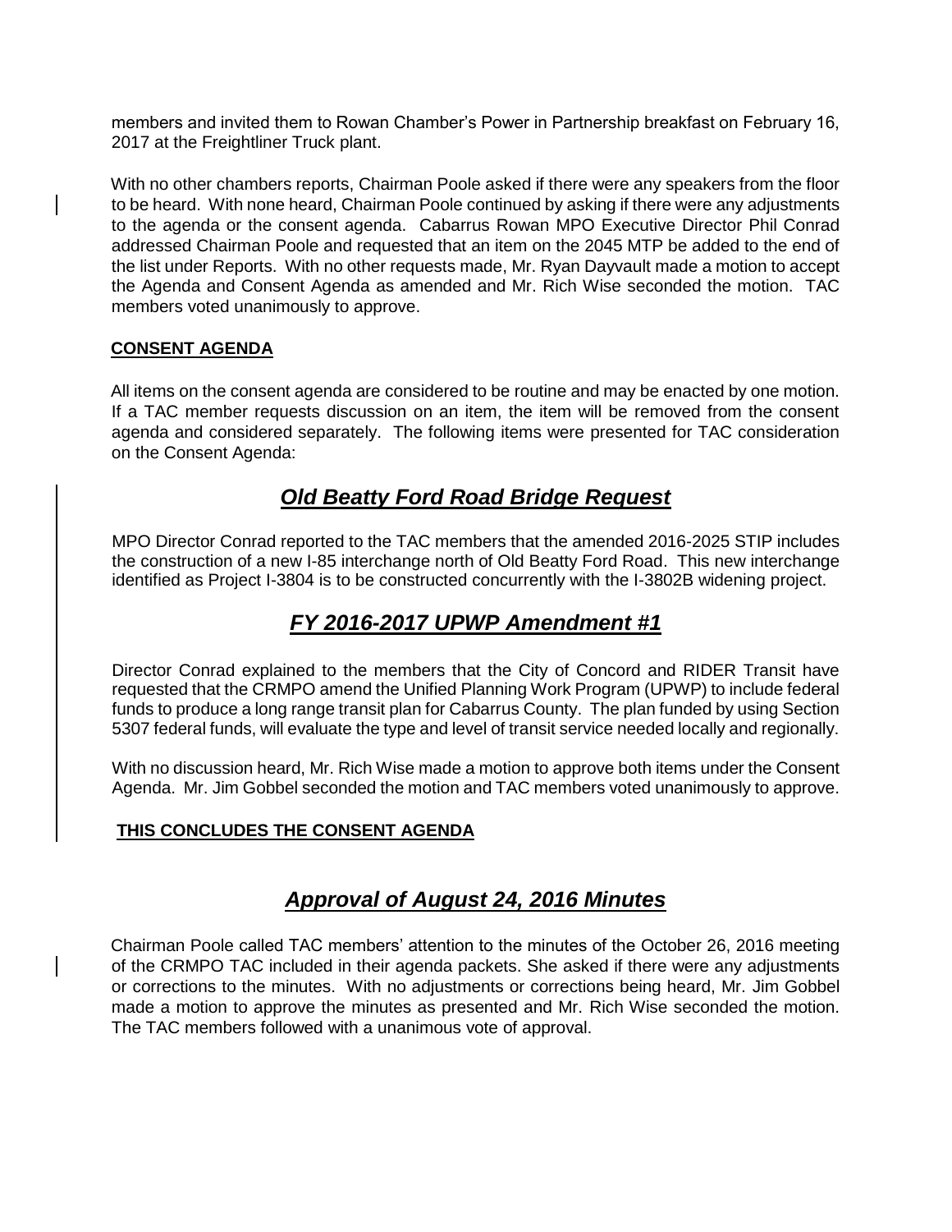members and invited them to Rowan Chamber's Power in Partnership breakfast on February 16, 2017 at the Freightliner Truck plant.

With no other chambers reports, Chairman Poole asked if there were any speakers from the floor to be heard. With none heard, Chairman Poole continued by asking if there were any adjustments to the agenda or the consent agenda. Cabarrus Rowan MPO Executive Director Phil Conrad addressed Chairman Poole and requested that an item on the 2045 MTP be added to the end of the list under Reports. With no other requests made, Mr. Ryan Dayvault made a motion to accept the Agenda and Consent Agenda as amended and Mr. Rich Wise seconded the motion. TAC members voted unanimously to approve.

**CONSENT AGENDA**

All items on the consent agenda are considered to be routine and may be enacted by one motion. If a TAC member requests discussion on an item, the item will be removed from the consent agenda and considered separately. The following items were presented for TAC consideration on the Consent Agenda:

## ***Old Beatty Ford Road Bridge Request***

MPO Director Conrad reported to the TAC members that the amended 2016-2025 STIP includes the construction of a new I-85 interchange north of Old Beatty Ford Road. This new interchange identified as Project I-3804 is to be constructed concurrently with the I-3802B widening project.

## ***FY 2016-2017 UPWP Amendment #1***

Director Conrad explained to the members that the City of Concord and RIDER Transit have requested that the CRMPO amend the Unified Planning Work Program (UPWP) to include federal funds to produce a long range transit plan for Cabarrus County. The plan funded by using Section 5307 federal funds, will evaluate the type and level of transit service needed locally and regionally.

With no discussion heard, Mr. Rich Wise made a motion to approve both items under the Consent Agenda. Mr. Jim Gobbel seconded the motion and TAC members voted unanimously to approve.

**THIS CONCLUDES THE CONSENT AGENDA**

## ***Approval of August 24, 2016 Minutes***

Chairman Poole called TAC members' attention to the minutes of the October 26, 2016 meeting of the CRMPO TAC included in their agenda packets. She asked if there were any adjustments or corrections to the minutes. With no adjustments or corrections being heard, Mr. Jim Gobbel made a motion to approve the minutes as presented and Mr. Rich Wise seconded the motion. The TAC members followed with a unanimous vote of approval.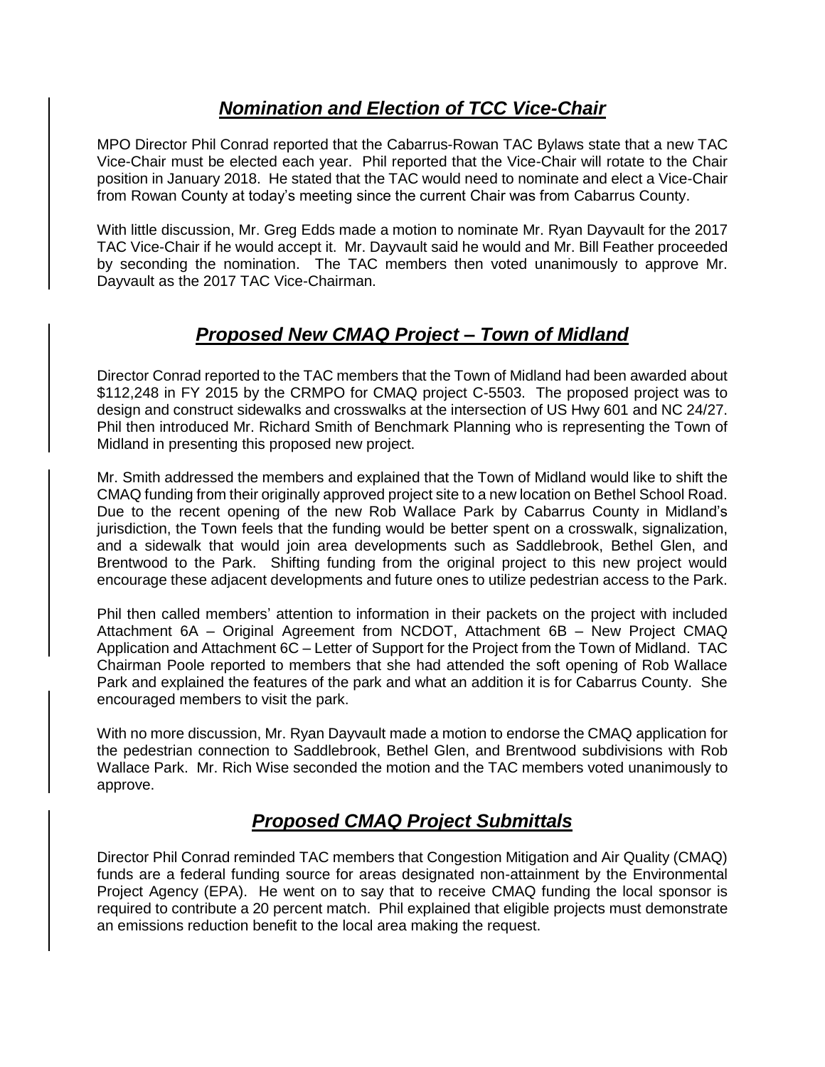## ***Nomination and Election of TCC Vice-Chair***

MPO Director Phil Conrad reported that the Cabarrus-Rowan TAC Bylaws state that a new TAC Vice-Chair must be elected each year. Phil reported that the Vice-Chair will rotate to the Chair position in January 2018. He stated that the TAC would need to nominate and elect a Vice-Chair from Rowan County at today's meeting since the current Chair was from Cabarrus County.

With little discussion, Mr. Greg Edds made a motion to nominate Mr. Ryan Dayvault for the 2017 TAC Vice-Chair if he would accept it. Mr. Dayvault said he would and Mr. Bill Feather proceeded by seconding the nomination. The TAC members then voted unanimously to approve Mr. Dayvault as the 2017 TAC Vice-Chairman.

## ***Proposed New CMAQ Project – Town of Midland***

Director Conrad reported to the TAC members that the Town of Midland had been awarded about \$112,248 in FY 2015 by the CRMPO for CMAQ project C-5503. The proposed project was to design and construct sidewalks and crosswalks at the intersection of US Hwy 601 and NC 24/27. Phil then introduced Mr. Richard Smith of Benchmark Planning who is representing the Town of Midland in presenting this proposed new project.

Mr. Smith addressed the members and explained that the Town of Midland would like to shift the CMAQ funding from their originally approved project site to a new location on Bethel School Road. Due to the recent opening of the new Rob Wallace Park by Cabarrus County in Midland's jurisdiction, the Town feels that the funding would be better spent on a crosswalk, signalization, and a sidewalk that would join area developments such as Saddlebrook, Bethel Glen, and Brentwood to the Park. Shifting funding from the original project to this new project would encourage these adjacent developments and future ones to utilize pedestrian access to the Park.

Phil then called members' attention to information in their packets on the project with included Attachment 6A – Original Agreement from NCDOT, Attachment 6B – New Project CMAQ Application and Attachment 6C – Letter of Support for the Project from the Town of Midland. TAC Chairman Poole reported to members that she had attended the soft opening of Rob Wallace Park and explained the features of the park and what an addition it is for Cabarrus County. She encouraged members to visit the park.

With no more discussion, Mr. Ryan Dayvault made a motion to endorse the CMAQ application for the pedestrian connection to Saddlebrook, Bethel Glen, and Brentwood subdivisions with Rob Wallace Park. Mr. Rich Wise seconded the motion and the TAC members voted unanimously to approve.

## ***Proposed CMAQ Project Submittals***

Director Phil Conrad reminded TAC members that Congestion Mitigation and Air Quality (CMAQ) funds are a federal funding source for areas designated non-attainment by the Environmental Project Agency (EPA). He went on to say that to receive CMAQ funding the local sponsor is required to contribute a 20 percent match. Phil explained that eligible projects must demonstrate an emissions reduction benefit to the local area making the request.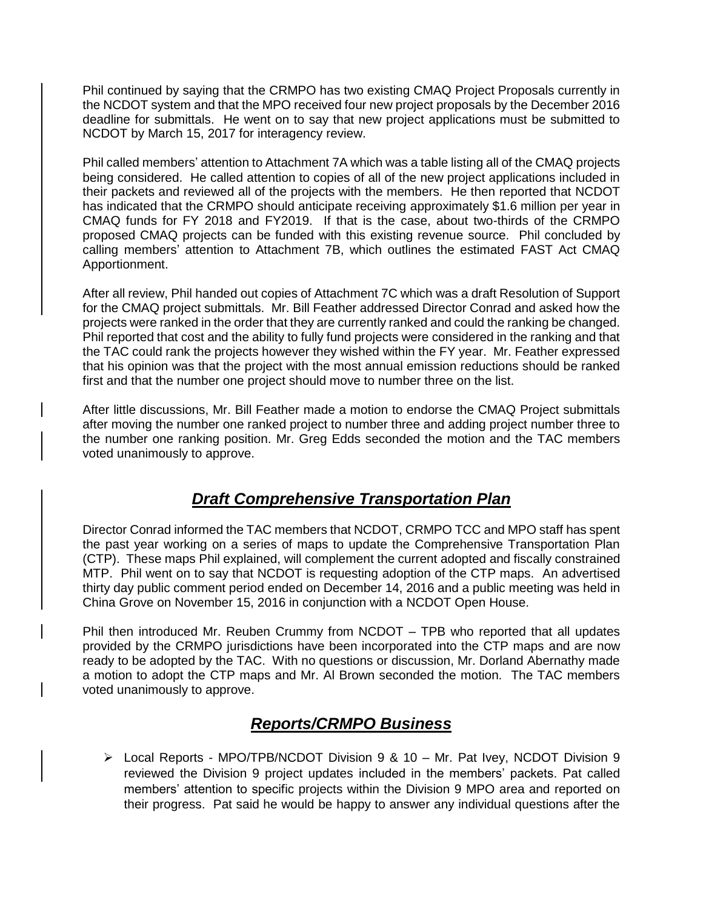Phil continued by saying that the CRMPO has two existing CMAQ Project Proposals currently in the NCDOT system and that the MPO received four new project proposals by the December 2016 deadline for submittals. He went on to say that new project applications must be submitted to NCDOT by March 15, 2017 for interagency review.

Phil called members' attention to Attachment 7A which was a table listing all of the CMAQ projects being considered. He called attention to copies of all of the new project applications included in their packets and reviewed all of the projects with the members. He then reported that NCDOT has indicated that the CRMPO should anticipate receiving approximately $1.6 million per year in CMAQ funds for FY 2018 and FY2019. If that is the case, about two-thirds of the CRMPO proposed CMAQ projects can be funded with this existing revenue source. Phil concluded by calling members' attention to Attachment 7B, which outlines the estimated FAST Act CMAQ Apportionment.

After all review, Phil handed out copies of Attachment 7C which was a draft Resolution of Support for the CMAQ project submittals. Mr. Bill Feather addressed Director Conrad and asked how the projects were ranked in the order that they are currently ranked and could the ranking be changed. Phil reported that cost and the ability to fully fund projects were considered in the ranking and that the TAC could rank the projects however they wished within the FY year. Mr. Feather expressed that his opinion was that the project with the most annual emission reductions should be ranked first and that the number one project should move to number three on the list.

After little discussions, Mr. Bill Feather made a motion to endorse the CMAQ Project submittals after moving the number one ranked project to number three and adding project number three to the number one ranking position. Mr. Greg Edds seconded the motion and the TAC members voted unanimously to approve.

## ***Draft Comprehensive Transportation Plan***

Director Conrad informed the TAC members that NCDOT, CRMPO TCC and MPO staff has spent the past year working on a series of maps to update the Comprehensive Transportation Plan (CTP). These maps Phil explained, will complement the current adopted and fiscally constrained MTP. Phil went on to say that NCDOT is requesting adoption of the CTP maps. An advertised thirty day public comment period ended on December 14, 2016 and a public meeting was held in China Grove on November 15, 2016 in conjunction with a NCDOT Open House.

Phil then introduced Mr. Reuben Crummy from NCDOT – TPB who reported that all updates provided by the CRMPO jurisdictions have been incorporated into the CTP maps and are now ready to be adopted by the TAC. With no questions or discussion, Mr. Dorland Abernathy made a motion to adopt the CTP maps and Mr. Al Brown seconded the motion. The TAC members voted unanimously to approve.

## ***Reports/CRMPO Business***

- Local Reports - MPO/TPB/NCDOT Division 9 & 10 – Mr. Pat Ivey, NCDOT Division 9 reviewed the Division 9 project updates included in the members' packets. Pat called members' attention to specific projects within the Division 9 MPO area and reported on their progress. Pat said he would be happy to answer any individual questions after the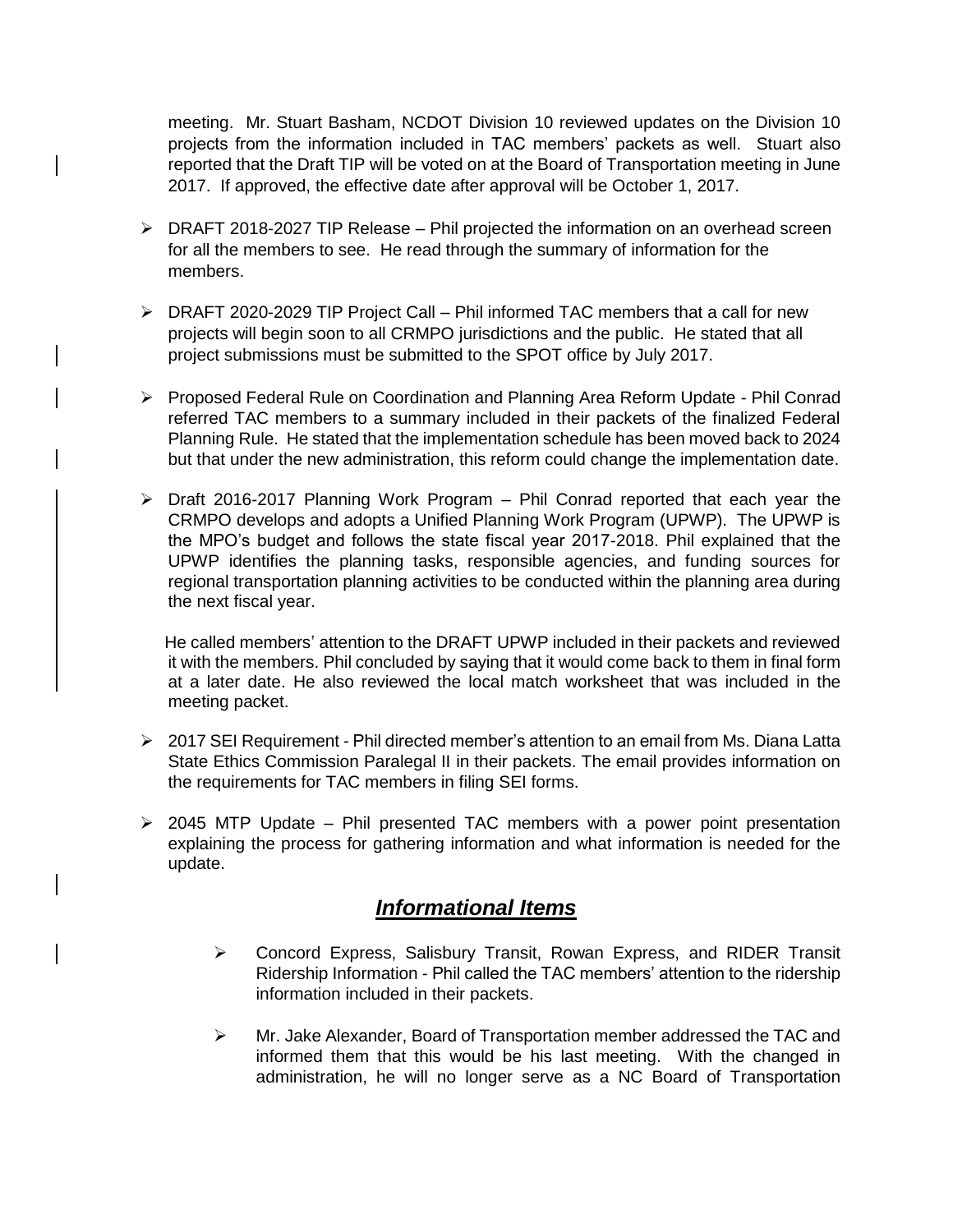meeting. Mr. Stuart Basham, NCDOT Division 10 reviewed updates on the Division 10 projects from the information included in TAC members' packets as well. Stuart also reported that the Draft TIP will be voted on at the Board of Transportation meeting in June 2017. If approved, the effective date after approval will be October 1, 2017.

- DRAFT 2018-2027 TIP Release – Phil projected the information on an overhead screen for all the members to see. He read through the summary of information for the members.

- DRAFT 2020-2029 TIP Project Call – Phil informed TAC members that a call for new projects will begin soon to all CRMPO jurisdictions and the public. He stated that all project submissions must be submitted to the SPOT office by July 2017.

- Proposed Federal Rule on Coordination and Planning Area Reform Update - Phil Conrad referred TAC members to a summary included in their packets of the finalized Federal Planning Rule. He stated that the implementation schedule has been moved back to 2024 but that under the new administration, this reform could change the implementation date.

- Draft 2016-2017 Planning Work Program – Phil Conrad reported that each year the CRMPO develops and adopts a Unified Planning Work Program (UPWP). The UPWP is the MPO's budget and follows the state fiscal year 2017-2018. Phil explained that the UPWP identifies the planning tasks, responsible agencies, and funding sources for regional transportation planning activities to be conducted within the planning area during the next fiscal year.

  He called members' attention to the DRAFT UPWP included in their packets and reviewed it with the members. Phil concluded by saying that it would come back to them in final form at a later date. He also reviewed the local match worksheet that was included in the meeting packet.

- 2017 SEI Requirement - Phil directed member's attention to an email from Ms. Diana Latta State Ethics Commission Paralegal II in their packets. The email provides information on the requirements for TAC members in filing SEI forms.

- 2045 MTP Update – Phil presented TAC members with a power point presentation explaining the process for gathering information and what information is needed for the update.

## ***Informational Items***

- Concord Express, Salisbury Transit, Rowan Express, and RIDER Transit Ridership Information - Phil called the TAC members' attention to the ridership information included in their packets.

- Mr. Jake Alexander, Board of Transportation member addressed the TAC and informed them that this would be his last meeting. With the changed in administration, he will no longer serve as a NC Board of Transportation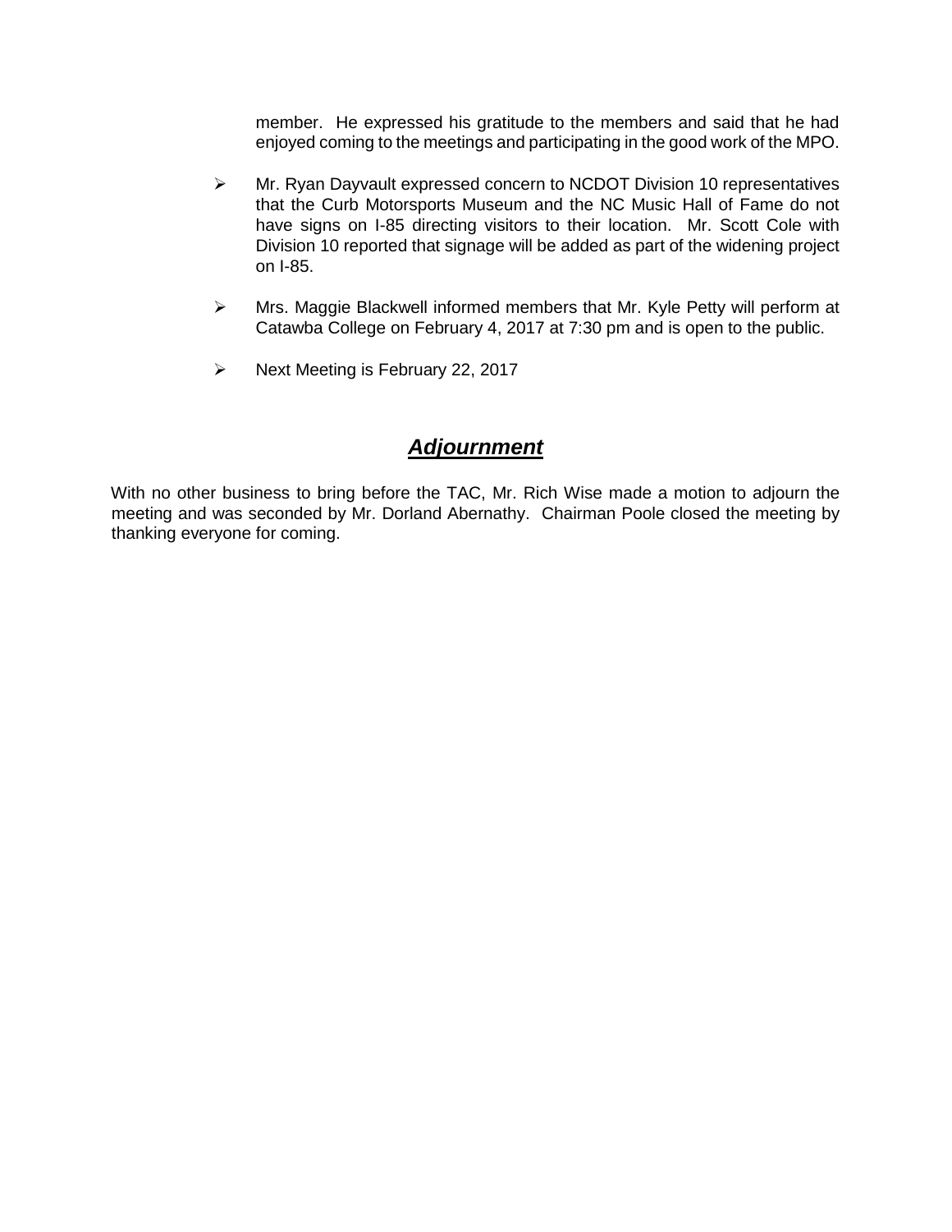member. He expressed his gratitude to the members and said that he had enjoyed coming to the meetings and participating in the good work of the MPO.

- Mr. Ryan Dayvault expressed concern to NCDOT Division 10 representatives that the Curb Motorsports Museum and the NC Music Hall of Fame do not have signs on I-85 directing visitors to their location. Mr. Scott Cole with Division 10 reported that signage will be added as part of the widening project on I-85.

- Mrs. Maggie Blackwell informed members that Mr. Kyle Petty will perform at Catawba College on February 4, 2017 at 7:30 pm and is open to the public.

- Next Meeting is February 22, 2017

## ***Adjournment***

With no other business to bring before the TAC, Mr. Rich Wise made a motion to adjourn the meeting and was seconded by Mr. Dorland Abernathy. Chairman Poole closed the meeting by thanking everyone for coming.